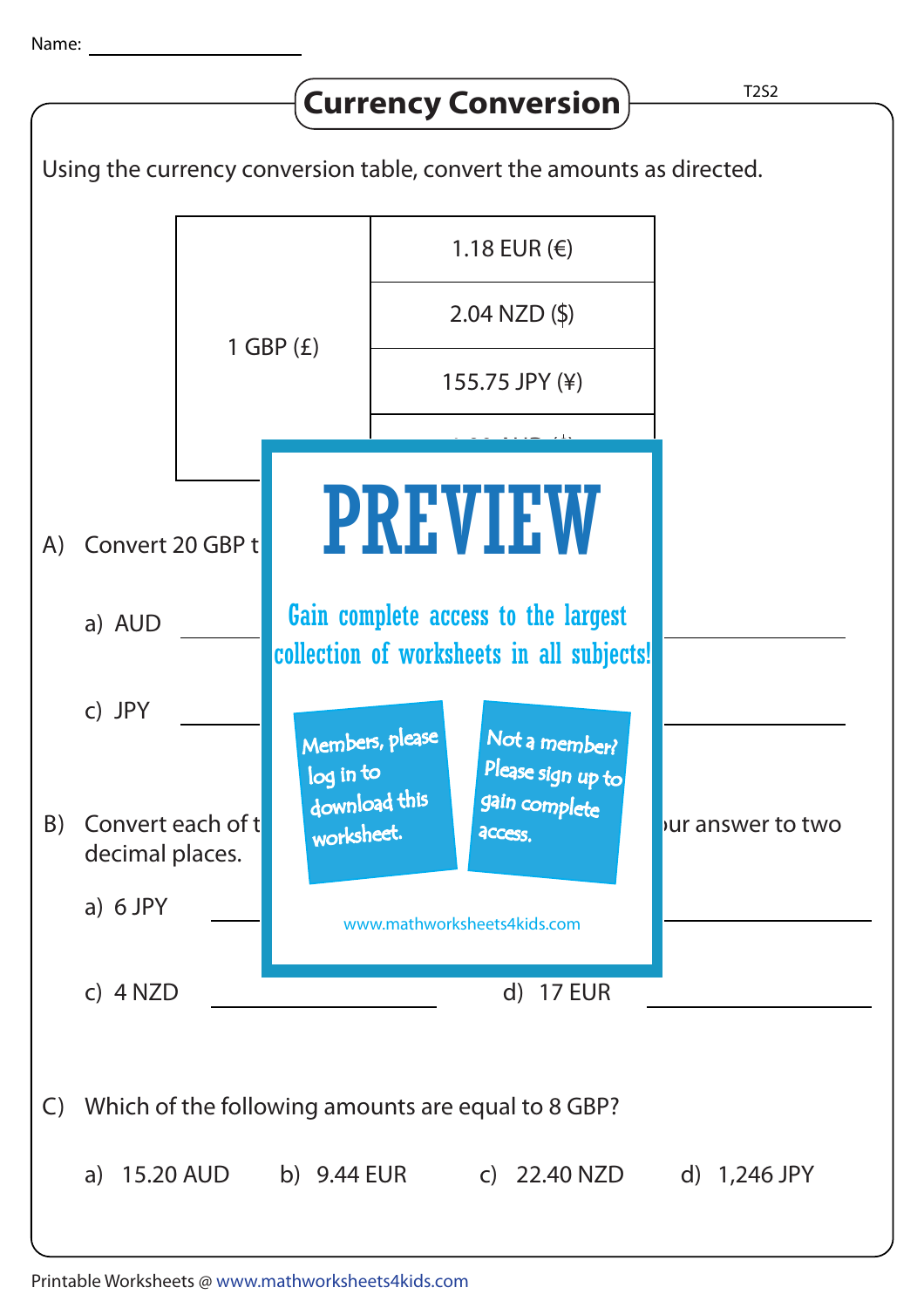Name: ____________________

# Currency Conversion

Using the currency conversion table, convert the amounts as directed.

| | |
|---|---|
| 1 GBP (£) | 1.18 EUR (€) |
| | 2.04 NZD ($) |
| | 155.75 JPY (¥) |
| | |

PREVIEW

Gain complete access to the largest collection of worksheets in all subjects!

Members, please log in to download this worksheet.

Not a member? Please sign up to gain complete access.

www.mathworksheets4kids.com

A) Convert 20 GBP t

a) AUD ____________________

c) JPY ____________________

B) Convert each of t ur answer to two decimal places.

a) 6 JPY ____________________

c) 4 NZD ____________________ d) 17 EUR ____________________

C) Which of the following amounts are equal to 8 GBP?

a) 15.20 AUD b) 9.44 EUR c) 22.40 NZD d) 1,246 JPY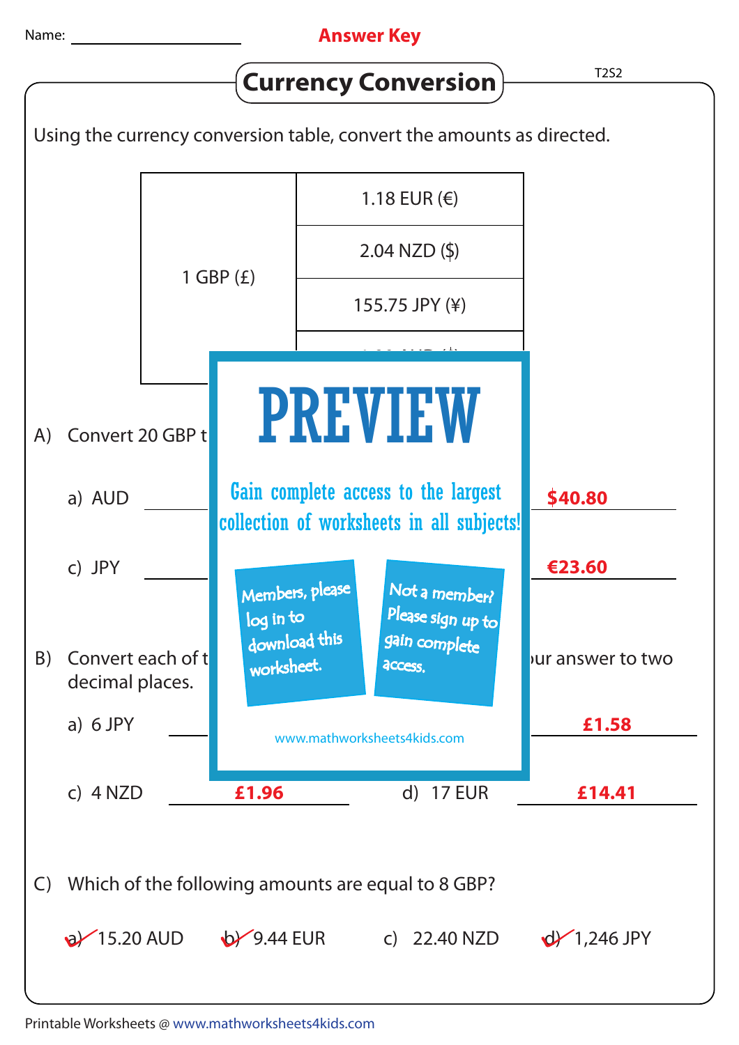Name: \_\_\_\_\_\_\_\_\_\_\_\_\_\_\_\_ **Answer Key**

# Currency Conversion

T2S2

Using the currency conversion table, convert the amounts as directed.

| | |
|---|---|
| 1 GBP (£) | 1.18 EUR (€) |
| | 2.04 NZD ($) |
| | 155.75 JPY (¥) |
| | |

PREVIEW

Gain complete access to the largest collection of worksheets in all subjects!

Members, please log in to download this worksheet.

Not a member? Please sign up to gain complete access.

www.mathworksheets4kids.com

A) Convert 20 GBP t

a) AUD \_\_\_\_\_\_\_\_ **$40.80**

c) JPY \_\_\_\_\_\_\_\_ **€23.60**

B) Convert each of t ... ur answer to two decimal places.

a) 6 JPY \_\_\_\_\_\_\_\_ **£1.58**

c) 4 NZD **£1.96** d) 17 EUR **£14.41**

C) Which of the following amounts are equal to 8 GBP?

a) ✓ 15.20 AUD b) ✓ 9.44 EUR c) 22.40 NZD d) ✓ 1,246 JPY

Printable Worksheets @ www.mathworksheets4kids.com